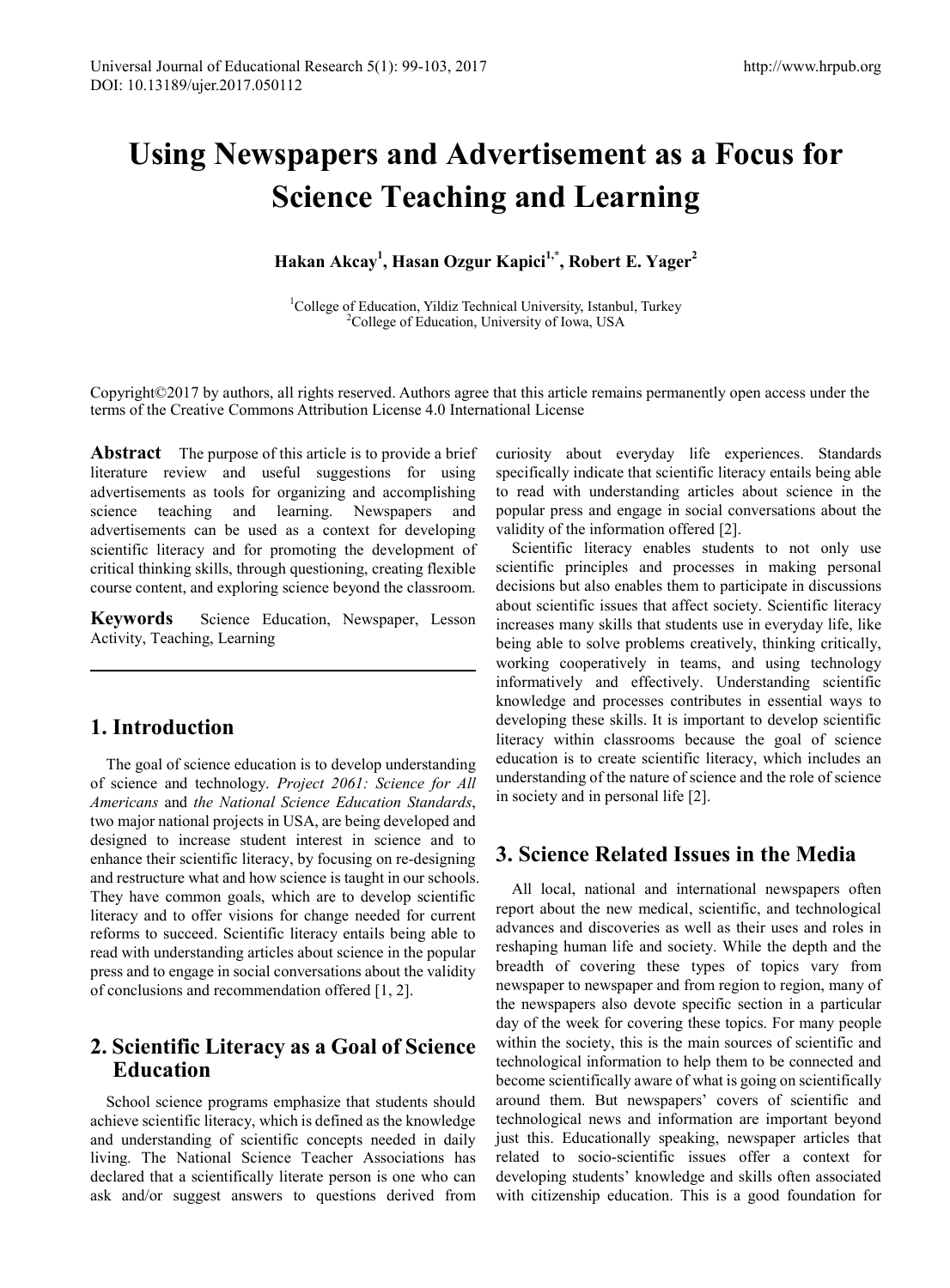# Using Newspapers and Advertisement as a Focus for Science Teaching and Learning

**Hakan Akcay[1], Hasan Ozgur Kapici[1,*], Robert E. Yager[2]**

[1]College of Education, Yildiz Technical University, Istanbul, Turkey
[2]College of Education, University of Iowa, USA

Copyright©2017 by authors, all rights reserved. Authors agree that this article remains permanently open access under the terms of the Creative Commons Attribution License 4.0 International License

**Abstract** The purpose of this article is to provide a brief literature review and useful suggestions for using advertisements as tools for organizing and accomplishing science teaching and learning. Newspapers and advertisements can be used as a context for developing scientific literacy and for promoting the development of critical thinking skills, through questioning, creating flexible course content, and exploring science beyond the classroom.

**Keywords** Science Education, Newspaper, Lesson Activity, Teaching, Learning

## 1. Introduction

The goal of science education is to develop understanding of science and technology. *Project 2061: Science for All Americans* and *the National Science Education Standards*, two major national projects in USA, are being developed and designed to increase student interest in science and to enhance their scientific literacy, by focusing on re-designing and restructure what and how science is taught in our schools. They have common goals, which are to develop scientific literacy and to offer visions for change needed for current reforms to succeed. Scientific literacy entails being able to read with understanding articles about science in the popular press and to engage in social conversations about the validity of conclusions and recommendation offered [1, 2].

## 2. Scientific Literacy as a Goal of Science Education

School science programs emphasize that students should achieve scientific literacy, which is defined as the knowledge and understanding of scientific concepts needed in daily living. The National Science Teacher Associations has declared that a scientifically literate person is one who can ask and/or suggest answers to questions derived from curiosity about everyday life experiences. Standards specifically indicate that scientific literacy entails being able to read with understanding articles about science in the popular press and engage in social conversations about the validity of the information offered [2].

Scientific literacy enables students to not only use scientific principles and processes in making personal decisions but also enables them to participate in discussions about scientific issues that affect society. Scientific literacy increases many skills that students use in everyday life, like being able to solve problems creatively, thinking critically, working cooperatively in teams, and using technology informatively and effectively. Understanding scientific knowledge and processes contributes in essential ways to developing these skills. It is important to develop scientific literacy within classrooms because the goal of science education is to create scientific literacy, which includes an understanding of the nature of science and the role of science in society and in personal life [2].

## 3. Science Related Issues in the Media

All local, national and international newspapers often report about the new medical, scientific, and technological advances and discoveries as well as their uses and roles in reshaping human life and society. While the depth and the breadth of covering these types of topics vary from newspaper to newspaper and from region to region, many of the newspapers also devote specific section in a particular day of the week for covering these topics. For many people within the society, this is the main sources of scientific and technological information to help them to be connected and become scientifically aware of what is going on scientifically around them. But newspapers' covers of scientific and technological news and information are important beyond just this. Educationally speaking, newspaper articles that related to socio-scientific issues offer a context for developing students' knowledge and skills often associated with citizenship education. This is a good foundation for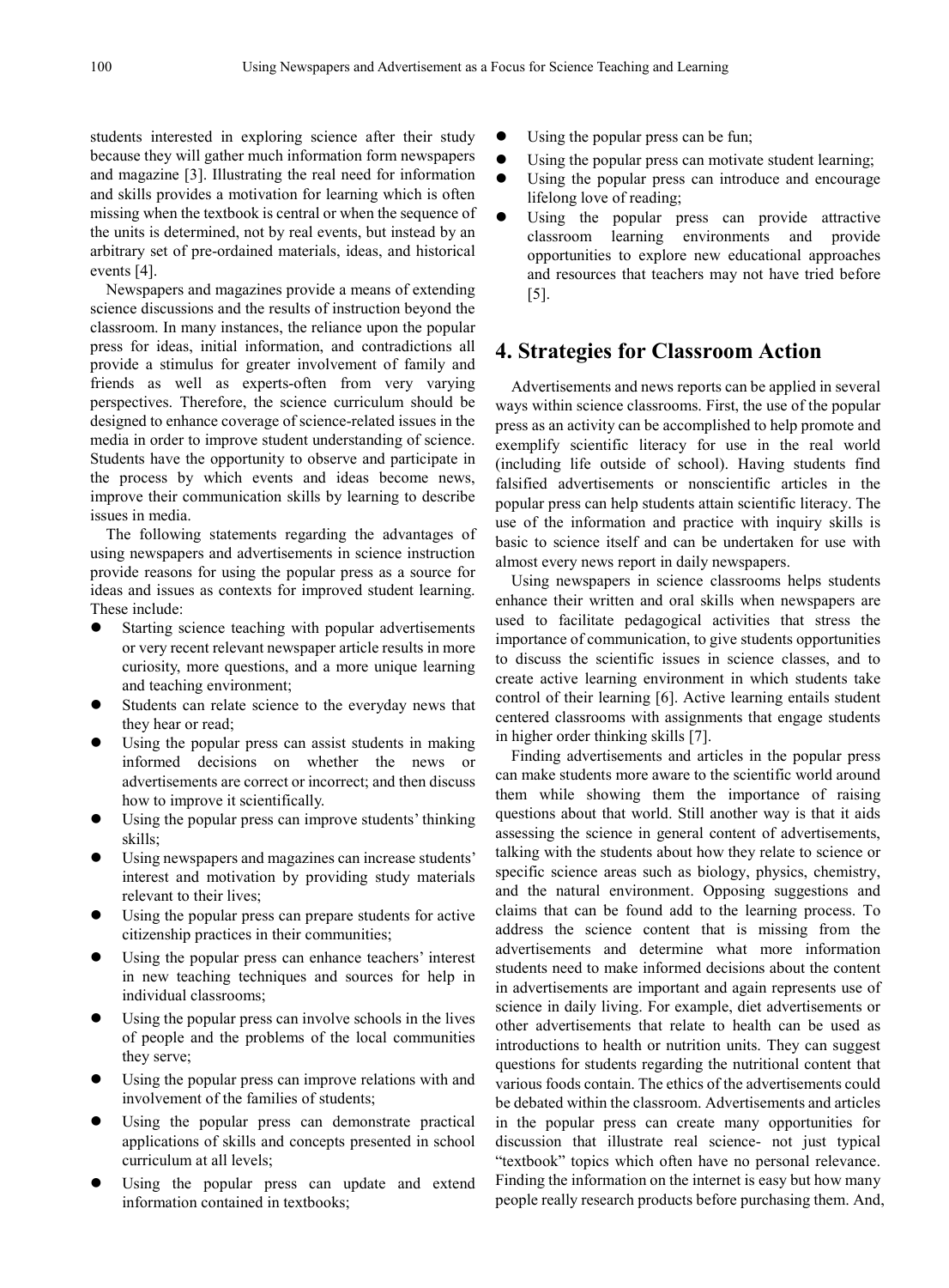students interested in exploring science after their study because they will gather much information form newspapers and magazine [3]. Illustrating the real need for information and skills provides a motivation for learning which is often missing when the textbook is central or when the sequence of the units is determined, not by real events, but instead by an arbitrary set of pre-ordained materials, ideas, and historical events [4].

Newspapers and magazines provide a means of extending science discussions and the results of instruction beyond the classroom. In many instances, the reliance upon the popular press for ideas, initial information, and contradictions all provide a stimulus for greater involvement of family and friends as well as experts-often from very varying perspectives. Therefore, the science curriculum should be designed to enhance coverage of science-related issues in the media in order to improve student understanding of science. Students have the opportunity to observe and participate in the process by which events and ideas become news, improve their communication skills by learning to describe issues in media.

The following statements regarding the advantages of using newspapers and advertisements in science instruction provide reasons for using the popular press as a source for ideas and issues as contexts for improved student learning. These include:

- Starting science teaching with popular advertisements or very recent relevant newspaper article results in more curiosity, more questions, and a more unique learning and teaching environment;
- Students can relate science to the everyday news that they hear or read;
- Using the popular press can assist students in making informed decisions on whether the news or advertisements are correct or incorrect; and then discuss how to improve it scientifically.
- Using the popular press can improve students' thinking skills;
- Using newspapers and magazines can increase students' interest and motivation by providing study materials relevant to their lives;
- Using the popular press can prepare students for active citizenship practices in their communities;
- Using the popular press can enhance teachers' interest in new teaching techniques and sources for help in individual classrooms;
- Using the popular press can involve schools in the lives of people and the problems of the local communities they serve;
- Using the popular press can improve relations with and involvement of the families of students;
- Using the popular press can demonstrate practical applications of skills and concepts presented in school curriculum at all levels;
- Using the popular press can update and extend information contained in textbooks;
- Using the popular press can be fun;
- Using the popular press can motivate student learning;
- Using the popular press can introduce and encourage lifelong love of reading;
- Using the popular press can provide attractive classroom learning environments and provide opportunities to explore new educational approaches and resources that teachers may not have tried before [5].

## 4. Strategies for Classroom Action

Advertisements and news reports can be applied in several ways within science classrooms. First, the use of the popular press as an activity can be accomplished to help promote and exemplify scientific literacy for use in the real world (including life outside of school). Having students find falsified advertisements or nonscientific articles in the popular press can help students attain scientific literacy. The use of the information and practice with inquiry skills is basic to science itself and can be undertaken for use with almost every news report in daily newspapers.

Using newspapers in science classrooms helps students enhance their written and oral skills when newspapers are used to facilitate pedagogical activities that stress the importance of communication, to give students opportunities to discuss the scientific issues in science classes, and to create active learning environment in which students take control of their learning [6]. Active learning entails student centered classrooms with assignments that engage students in higher order thinking skills [7].

Finding advertisements and articles in the popular press can make students more aware to the scientific world around them while showing them the importance of raising questions about that world. Still another way is that it aids assessing the science in general content of advertisements, talking with the students about how they relate to science or specific science areas such as biology, physics, chemistry, and the natural environment. Opposing suggestions and claims that can be found add to the learning process. To address the science content that is missing from the advertisements and determine what more information students need to make informed decisions about the content in advertisements are important and again represents use of science in daily living. For example, diet advertisements or other advertisements that relate to health can be used as introductions to health or nutrition units. They can suggest questions for students regarding the nutritional content that various foods contain. The ethics of the advertisements could be debated within the classroom. Advertisements and articles in the popular press can create many opportunities for discussion that illustrate real science- not just typical "textbook" topics which often have no personal relevance. Finding the information on the internet is easy but how many people really research products before purchasing them. And,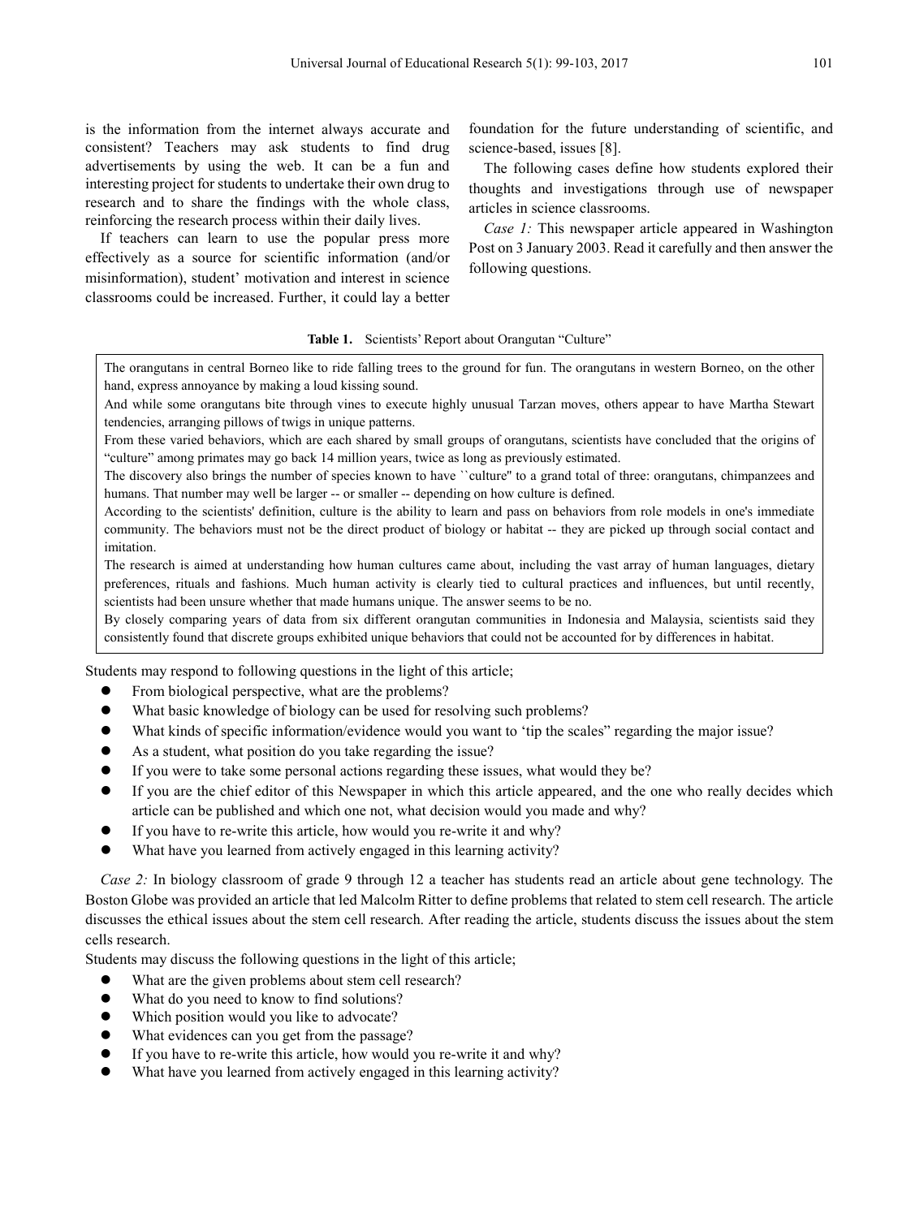is the information from the internet always accurate and consistent? Teachers may ask students to find drug advertisements by using the web. It can be a fun and interesting project for students to undertake their own drug to research and to share the findings with the whole class, reinforcing the research process within their daily lives.

If teachers can learn to use the popular press more effectively as a source for scientific information (and/or misinformation), student' motivation and interest in science classrooms could be increased. Further, it could lay a better foundation for the future understanding of scientific, and science-based, issues [8].

The following cases define how students explored their thoughts and investigations through use of newspaper articles in science classrooms.

*Case 1:* This newspaper article appeared in Washington Post on 3 January 2003. Read it carefully and then answer the following questions.

**Table 1.** Scientists' Report about Orangutan "Culture"

| |
|---|
| The orangutans in central Borneo like to ride falling trees to the ground for fun. The orangutans in western Borneo, on the other hand, express annoyance by making a loud kissing sound. |
| And while some orangutans bite through vines to execute highly unusual Tarzan moves, others appear to have Martha Stewart tendencies, arranging pillows of twigs in unique patterns. |
| From these varied behaviors, which are each shared by small groups of orangutans, scientists have concluded that the origins of "culture" among primates may go back 14 million years, twice as long as previously estimated. |
| The discovery also brings the number of species known to have ``culture'' to a grand total of three: orangutans, chimpanzees and humans. That number may well be larger -- or smaller -- depending on how culture is defined. |
| According to the scientists' definition, culture is the ability to learn and pass on behaviors from role models in one's immediate community. The behaviors must not be the direct product of biology or habitat -- they are picked up through social contact and imitation. |
| The research is aimed at understanding how human cultures came about, including the vast array of human languages, dietary preferences, rituals and fashions. Much human activity is clearly tied to cultural practices and influences, but until recently, scientists had been unsure whether that made humans unique. The answer seems to be no. |
| By closely comparing years of data from six different orangutan communities in Indonesia and Malaysia, scientists said they consistently found that discrete groups exhibited unique behaviors that could not be accounted for by differences in habitat. |

Students may respond to following questions in the light of this article;

- From biological perspective, what are the problems?
- What basic knowledge of biology can be used for resolving such problems?
- What kinds of specific information/evidence would you want to 'tip the scales" regarding the major issue?
- As a student, what position do you take regarding the issue?
- If you were to take some personal actions regarding these issues, what would they be?
- If you are the chief editor of this Newspaper in which this article appeared, and the one who really decides which article can be published and which one not, what decision would you made and why?
- If you have to re-write this article, how would you re-write it and why?
- What have you learned from actively engaged in this learning activity?

*Case 2:* In biology classroom of grade 9 through 12 a teacher has students read an article about gene technology. The Boston Globe was provided an article that led Malcolm Ritter to define problems that related to stem cell research. The article discusses the ethical issues about the stem cell research. After reading the article, students discuss the issues about the stem cells research.

Students may discuss the following questions in the light of this article;

- What are the given problems about stem cell research?
- What do you need to know to find solutions?
- Which position would you like to advocate?
- What evidences can you get from the passage?
- If you have to re-write this article, how would you re-write it and why?
- What have you learned from actively engaged in this learning activity?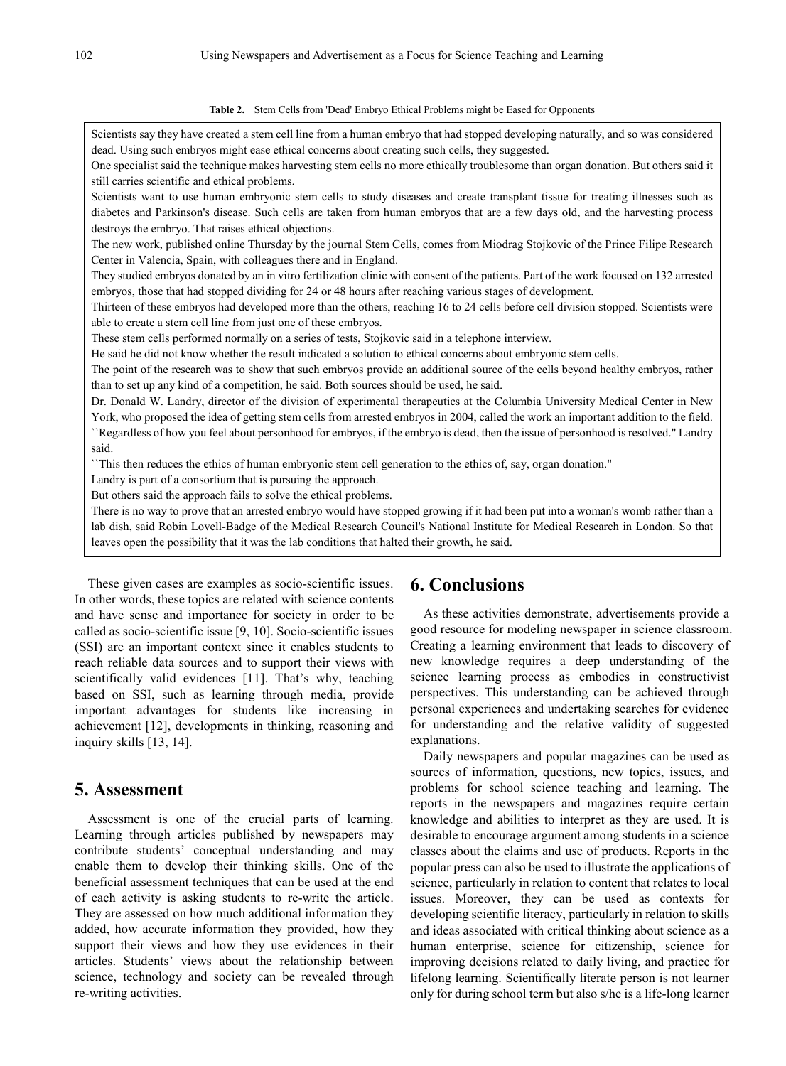**Table 2.** Stem Cells from 'Dead' Embryo Ethical Problems might be Eased for Opponents

Scientists say they have created a stem cell line from a human embryo that had stopped developing naturally, and so was considered dead. Using such embryos might ease ethical concerns about creating such cells, they suggested.

One specialist said the technique makes harvesting stem cells no more ethically troublesome than organ donation. But others said it still carries scientific and ethical problems.

Scientists want to use human embryonic stem cells to study diseases and create transplant tissue for treating illnesses such as diabetes and Parkinson's disease. Such cells are taken from human embryos that are a few days old, and the harvesting process destroys the embryo. That raises ethical objections.

The new work, published online Thursday by the journal Stem Cells, comes from Miodrag Stojkovic of the Prince Filipe Research Center in Valencia, Spain, with colleagues there and in England.

They studied embryos donated by an in vitro fertilization clinic with consent of the patients. Part of the work focused on 132 arrested embryos, those that had stopped dividing for 24 or 48 hours after reaching various stages of development.

Thirteen of these embryos had developed more than the others, reaching 16 to 24 cells before cell division stopped. Scientists were able to create a stem cell line from just one of these embryos.

These stem cells performed normally on a series of tests, Stojkovic said in a telephone interview.

He said he did not know whether the result indicated a solution to ethical concerns about embryonic stem cells.

The point of the research was to show that such embryos provide an additional source of the cells beyond healthy embryos, rather than to set up any kind of a competition, he said. Both sources should be used, he said.

Dr. Donald W. Landry, director of the division of experimental therapeutics at the Columbia University Medical Center in New York, who proposed the idea of getting stem cells from arrested embryos in 2004, called the work an important addition to the field.

``Regardless of how you feel about personhood for embryos, if the embryo is dead, then the issue of personhood is resolved.'' Landry said.

``This then reduces the ethics of human embryonic stem cell generation to the ethics of, say, organ donation.''

Landry is part of a consortium that is pursuing the approach.

But others said the approach fails to solve the ethical problems.

There is no way to prove that an arrested embryo would have stopped growing if it had been put into a woman's womb rather than a lab dish, said Robin Lovell-Badge of the Medical Research Council's National Institute for Medical Research in London. So that leaves open the possibility that it was the lab conditions that halted their growth, he said.

These given cases are examples as socio-scientific issues. In other words, these topics are related with science contents and have sense and importance for society in order to be called as socio-scientific issue [9, 10]. Socio-scientific issues (SSI) are an important context since it enables students to reach reliable data sources and to support their views with scientifically valid evidences [11]. That's why, teaching based on SSI, such as learning through media, provide important advantages for students like increasing in achievement [12], developments in thinking, reasoning and inquiry skills [13, 14].

## 5. Assessment

Assessment is one of the crucial parts of learning. Learning through articles published by newspapers may contribute students' conceptual understanding and may enable them to develop their thinking skills. One of the beneficial assessment techniques that can be used at the end of each activity is asking students to re-write the article. They are assessed on how much additional information they added, how accurate information they provided, how they support their views and how they use evidences in their articles. Students' views about the relationship between science, technology and society can be revealed through re-writing activities.

## 6. Conclusions

As these activities demonstrate, advertisements provide a good resource for modeling newspaper in science classroom. Creating a learning environment that leads to discovery of new knowledge requires a deep understanding of the science learning process as embodies in constructivist perspectives. This understanding can be achieved through personal experiences and undertaking searches for evidence for understanding and the relative validity of suggested explanations.

Daily newspapers and popular magazines can be used as sources of information, questions, new topics, issues, and problems for school science teaching and learning. The reports in the newspapers and magazines require certain knowledge and abilities to interpret as they are used. It is desirable to encourage argument among students in a science classes about the claims and use of products. Reports in the popular press can also be used to illustrate the applications of science, particularly in relation to content that relates to local issues. Moreover, they can be used as contexts for developing scientific literacy, particularly in relation to skills and ideas associated with critical thinking about science as a human enterprise, science for citizenship, science for improving decisions related to daily living, and practice for lifelong learning. Scientifically literate person is not learner only for during school term but also s/he is a life-long learner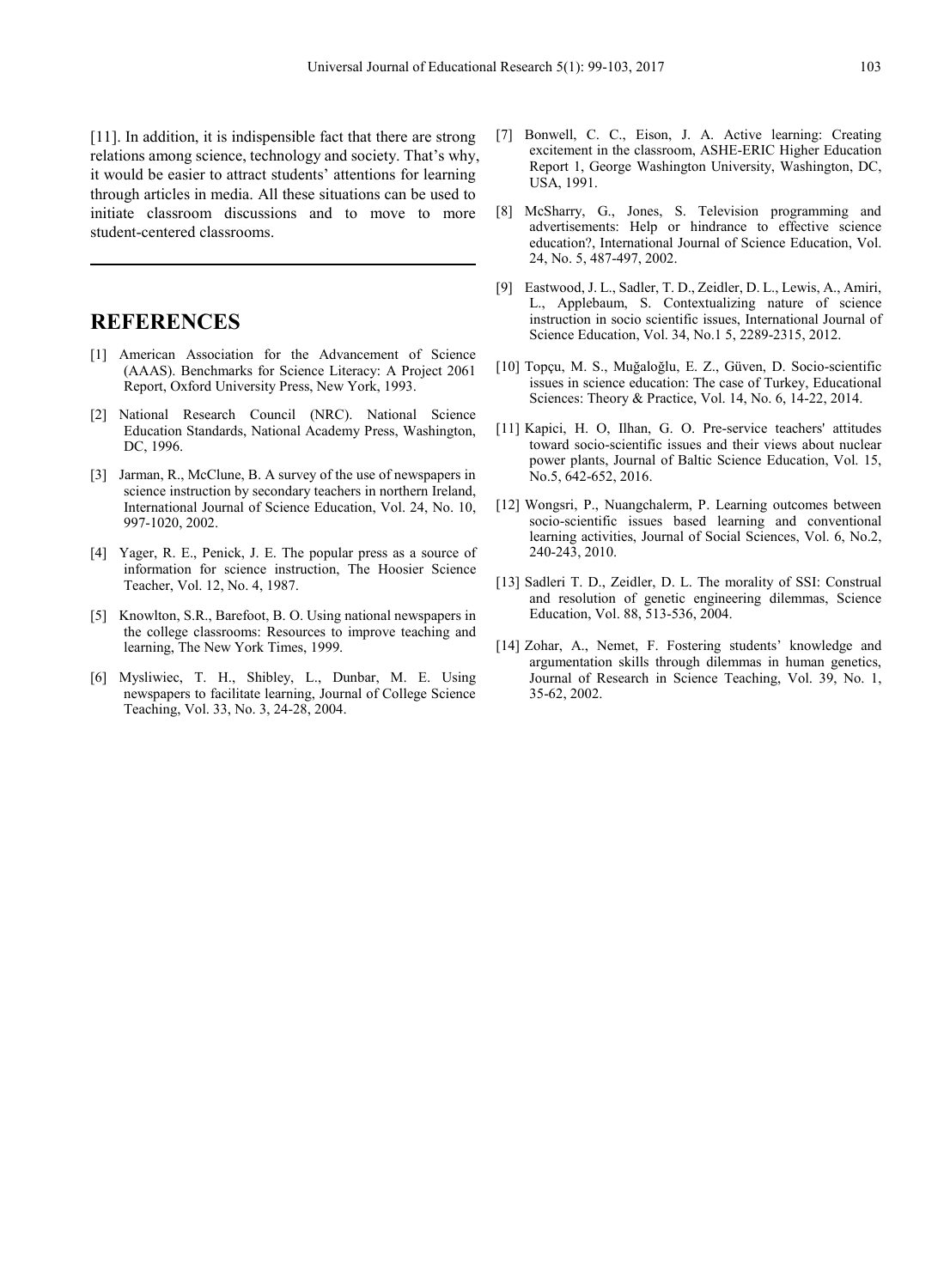[11]. In addition, it is indispensible fact that there are strong relations among science, technology and society. That's why, it would be easier to attract students' attentions for learning through articles in media. All these situations can be used to initiate classroom discussions and to move to more student-centered classrooms.

---

# REFERENCES

[1] American Association for the Advancement of Science (AAAS). Benchmarks for Science Literacy: A Project 2061 Report, Oxford University Press, New York, 1993.

[2] National Research Council (NRC). National Science Education Standards, National Academy Press, Washington, DC, 1996.

[3] Jarman, R., McClune, B. A survey of the use of newspapers in science instruction by secondary teachers in northern Ireland, International Journal of Science Education, Vol. 24, No. 10, 997-1020, 2002.

[4] Yager, R. E., Penick, J. E. The popular press as a source of information for science instruction, The Hoosier Science Teacher, Vol. 12, No. 4, 1987.

[5] Knowlton, S.R., Barefoot, B. O. Using national newspapers in the college classrooms: Resources to improve teaching and learning, The New York Times, 1999.

[6] Mysliwiec, T. H., Shibley, L., Dunbar, M. E. Using newspapers to facilitate learning, Journal of College Science Teaching, Vol. 33, No. 3, 24-28, 2004.

[7] Bonwell, C. C., Eison, J. A. Active learning: Creating excitement in the classroom, ASHE-ERIC Higher Education Report 1, George Washington University, Washington, DC, USA, 1991.

[8] McSharry, G., Jones, S. Television programming and advertisements: Help or hindrance to effective science education?, International Journal of Science Education, Vol. 24, No. 5, 487-497, 2002.

[9] Eastwood, J. L., Sadler, T. D., Zeidler, D. L., Lewis, A., Amiri, L., Applebaum, S. Contextualizing nature of science instruction in socio scientific issues, International Journal of Science Education, Vol. 34, No.1 5, 2289-2315, 2012.

[10] Topçu, M. S., Muğaloğlu, E. Z., Güven, D. Socio-scientific issues in science education: The case of Turkey, Educational Sciences: Theory & Practice, Vol. 14, No. 6, 14-22, 2014.

[11] Kapici, H. O, Ilhan, G. O. Pre-service teachers' attitudes toward socio-scientific issues and their views about nuclear power plants, Journal of Baltic Science Education, Vol. 15, No.5, 642-652, 2016.

[12] Wongsri, P., Nuangchalerm, P. Learning outcomes between socio-scientific issues based learning and conventional learning activities, Journal of Social Sciences, Vol. 6, No.2, 240-243, 2010.

[13] Sadleri T. D., Zeidler, D. L. The morality of SSI: Construal and resolution of genetic engineering dilemmas, Science Education, Vol. 88, 513-536, 2004.

[14] Zohar, A., Nemet, F. Fostering students' knowledge and argumentation skills through dilemmas in human genetics, Journal of Research in Science Teaching, Vol. 39, No. 1, 35-62, 2002.